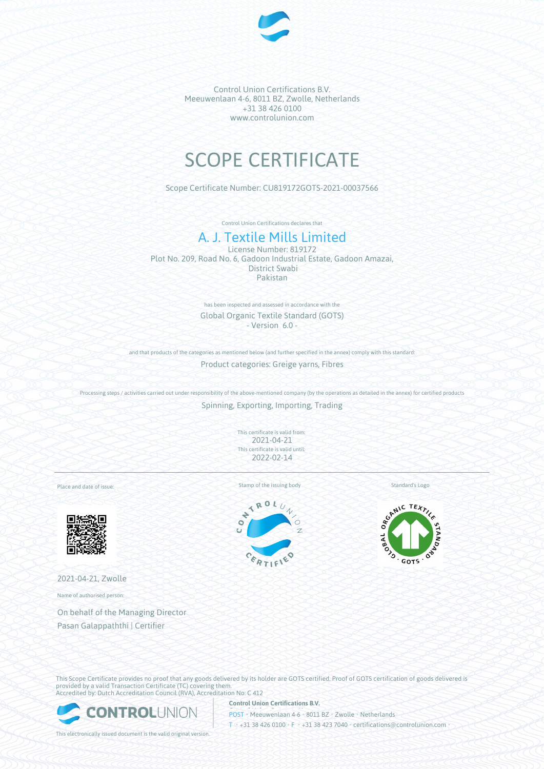Control Union Certifications B.V.
Meeuwenlaan 4-6, 8011 BZ, Zwolle, Netherlands
+31 38 426 0100
www.controlunion.com

# SCOPE CERTIFICATE

Scope Certificate Number: CU819172GOTS-2021-00037566

Control Union Certifications declares that

## A. J. Textile Mills Limited

License Number: 819172
Plot No. 209, Road No. 6, Gadoon Industrial Estate, Gadoon Amazai,
District Swabi
Pakistan

has been inspected and assessed in accordance with the

Global Organic Textile Standard (GOTS)
\- Version 6.0 -

and that products of the categories as mentioned below (and further specified in the annex) comply with this standard:

Product categories: Greige yarns, Fibres

Processing steps / activities carried out under responsibility of the above-mentioned company (by the operations as detailed in the annex) for certified products

Spinning, Exporting, Importing, Trading

This certificate is valid from:
2021-04-21
This certificate is valid until:
2022-02-14

Place and date of issue:

2021-04-21, Zwolle

Stamp of the issuing body

Standard's Logo

Name of authorised person:

On behalf of the Managing Director
Pasan Galappaththi | Certifier

This Scope Certificate provides no proof that any goods delivered by its holder are GOTS certified. Proof of GOTS certification of goods delivered is provided by a valid Transaction Certificate (TC) covering them.
Accredited by: Dutch Accreditation Council (RVA), Accreditation No: C 412

This electronically issued document is the valid original version.

**Control Union Certifications B.V.**
POST • Meeuwenlaan 4-6 • 8011 BZ • Zwolle • Netherlands
T • +31 38 426 0100 • F • +31 38 423 7040 • certifications@controlunion.com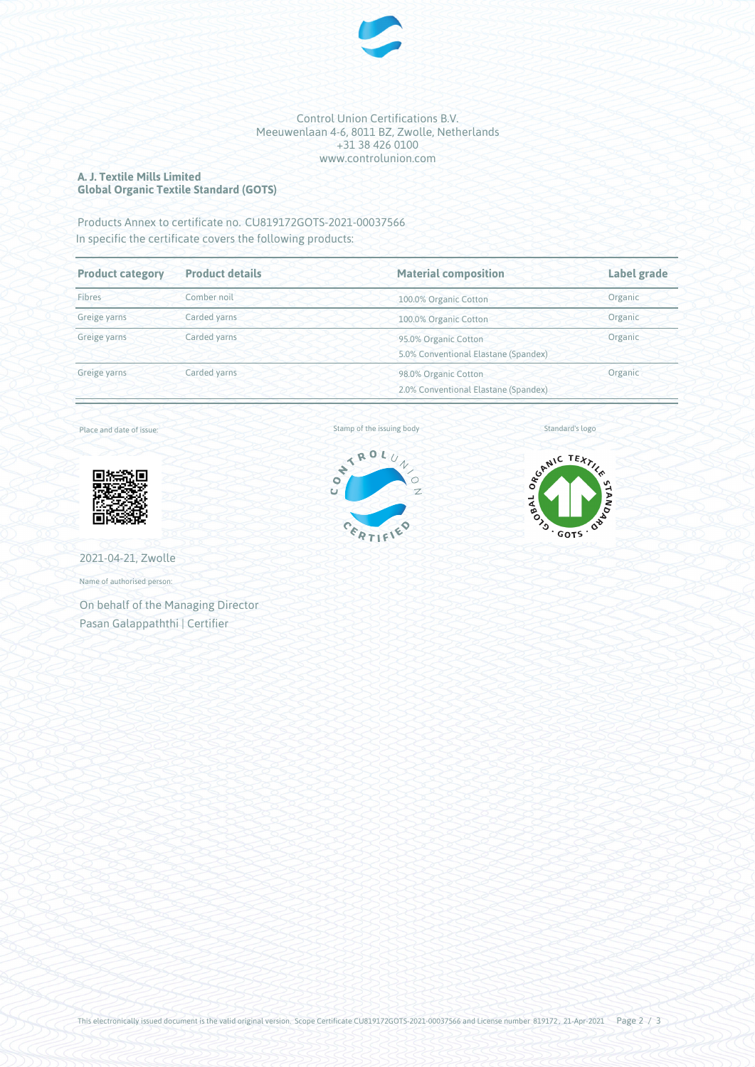Control Union Certifications B.V.
Meeuwenlaan 4-6, 8011 BZ, Zwolle, Netherlands
+31 38 426 0100
www.controlunion.com

**A. J. Textile Mills Limited**
**Global Organic Textile Standard (GOTS)**

Products Annex to certificate no. CU819172GOTS-2021-00037566
In specific the certificate covers the following products:

| Product category | Product details | Material composition | Label grade |
|---|---|---|---|
| Fibres | Comber noil | 100.0% Organic Cotton | Organic |
| Greige yarns | Carded yarns | 100.0% Organic Cotton | Organic |
| Greige yarns | Carded yarns | 95.0% Organic Cotton<br>5.0% Conventional Elastane (Spandex) | Organic |
| Greige yarns | Carded yarns | 98.0% Organic Cotton<br>2.0% Conventional Elastane (Spandex) | Organic |

Place and date of issue:

2021-04-21, Zwolle

Name of authorised person:

On behalf of the Managing Director
Pasan Galappaththi | Certifier

Stamp of the issuing body

Standard's logo

This electronically issued document is the valid original version. Scope Certificate CU819172GOTS-2021-00037566 and License number 819172, 21-Apr-2021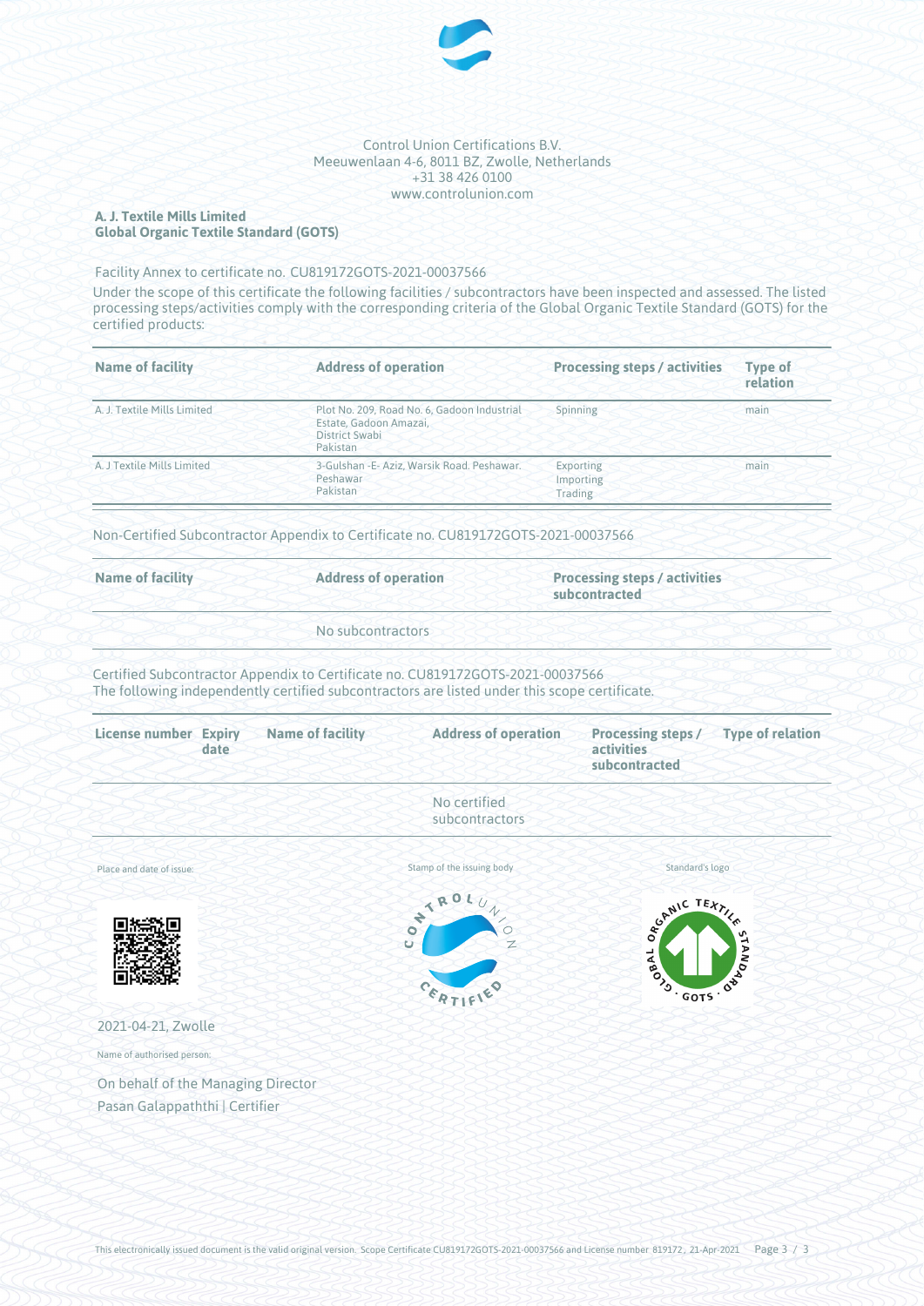Control Union Certifications B.V.
Meeuwenlaan 4-6, 8011 BZ, Zwolle, Netherlands
+31 38 426 0100
www.controlunion.com

**A. J. Textile Mills Limited**
**Global Organic Textile Standard (GOTS)**

Facility Annex to certificate no. CU819172GOTS-2021-00037566

Under the scope of this certificate the following facilities / subcontractors have been inspected and assessed. The listed processing steps/activities comply with the corresponding criteria of the Global Organic Textile Standard (GOTS) for the certified products:

| Name of facility | Address of operation | Processing steps / activities | Type of relation |
|---|---|---|---|
| A. J. Textile Mills Limited | Plot No. 209, Road No. 6, Gadoon Industrial Estate, Gadoon Amazai, District Swabi Pakistan | Spinning | main |
| A. J Textile Mills Limited | 3-Gulshan -E- Aziz, Warsik Road. Peshawar. Peshawar Pakistan | Exporting Importing Trading | main |

Non-Certified Subcontractor Appendix to Certificate no. CU819172GOTS-2021-00037566

| Name of facility | Address of operation | Processing steps / activities subcontracted |
|---|---|---|
| | No subcontractors | |

Certified Subcontractor Appendix to Certificate no. CU819172GOTS-2021-00037566
The following independently certified subcontractors are listed under this scope certificate.

| License number | Expiry date | Name of facility | Address of operation | Processing steps / activities subcontracted | Type of relation |
|---|---|---|---|---|---|
| | | | No certified subcontractors | | |

Place and date of issue:

2021-04-21, Zwolle

Stamp of the issuing body

Standard's logo

Name of authorised person:

On behalf of the Managing Director
Pasan Galappaththi | Certifier

This electronically issued document is the valid original version. Scope Certificate CU819172GOTS-2021-00037566 and License number 819172, 21-Apr-2021